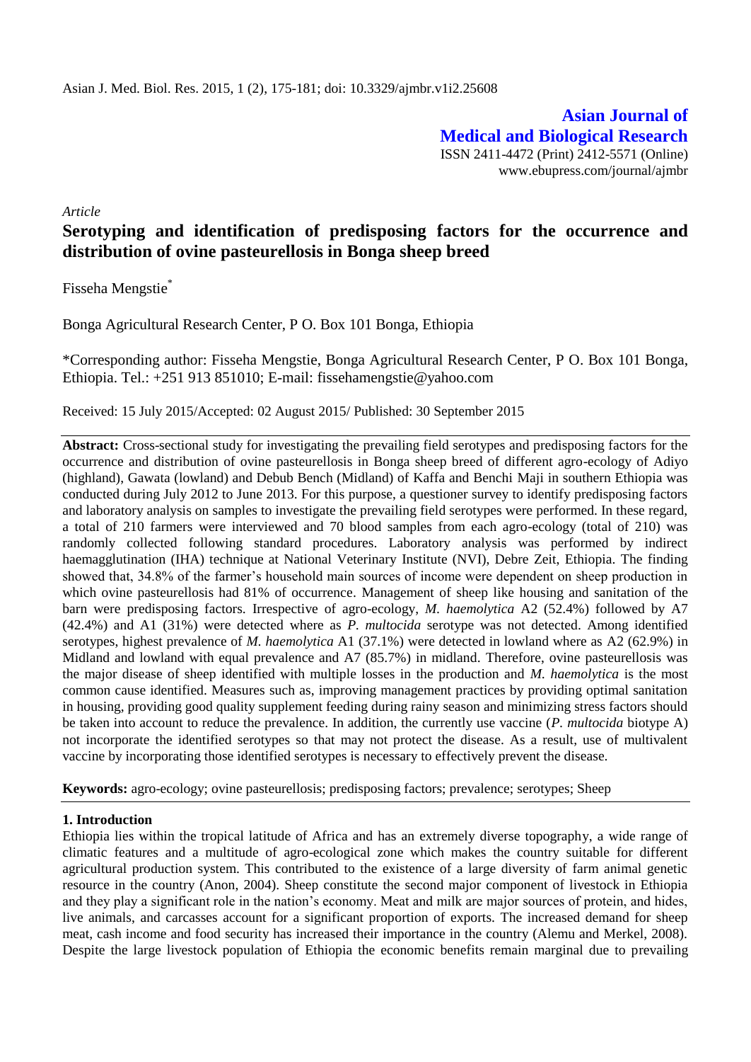*Article*

# Serotyping and identification of predisposing factors for the occurrence and distribution of ovine pasteurellosis in Bonga sheep breed

Fisseha Mengstie*

Bonga Agricultural Research Center, P O. Box 101 Bonga, Ethiopia

*Corresponding author: Fisseha Mengstie, Bonga Agricultural Research Center, P O. Box 101 Bonga, Ethiopia. Tel.: +251 913 851010; E-mail: fissehamengstie@yahoo.com

Received: 15 July 2015/Accepted: 02 August 2015/ Published: 30 September 2015

**Abstract:** Cross-sectional study for investigating the prevailing field serotypes and predisposing factors for the occurrence and distribution of ovine pasteurellosis in Bonga sheep breed of different agro-ecology of Adiyo (highland), Gawata (lowland) and Debub Bench (Midland) of Kaffa and Benchi Maji in southern Ethiopia was conducted during July 2012 to June 2013. For this purpose, a questioner survey to identify predisposing factors and laboratory analysis on samples to investigate the prevailing field serotypes were performed. In these regard, a total of 210 farmers were interviewed and 70 blood samples from each agro-ecology (total of 210) was randomly collected following standard procedures. Laboratory analysis was performed by indirect haemagglutination (IHA) technique at National Veterinary Institute (NVI), Debre Zeit, Ethiopia. The finding showed that, 34.8% of the farmer's household main sources of income were dependent on sheep production in which ovine pasteurellosis had 81% of occurrence. Management of sheep like housing and sanitation of the barn were predisposing factors. Irrespective of agro-ecology, *M. haemolytica* A2 (52.4%) followed by A7 (42.4%) and A1 (31%) were detected where as *P. multocida* serotype was not detected. Among identified serotypes, highest prevalence of *M. haemolytica* A1 (37.1%) were detected in lowland where as A2 (62.9%) in Midland and lowland with equal prevalence and A7 (85.7%) in midland. Therefore, ovine pasteurellosis was the major disease of sheep identified with multiple losses in the production and *M. haemolytica* is the most common cause identified. Measures such as, improving management practices by providing optimal sanitation in housing, providing good quality supplement feeding during rainy season and minimizing stress factors should be taken into account to reduce the prevalence. In addition, the currently use vaccine (*P. multocida* biotype A) not incorporate the identified serotypes so that may not protect the disease. As a result, use of multivalent vaccine by incorporating those identified serotypes is necessary to effectively prevent the disease.

**Keywords:** agro-ecology; ovine pasteurellosis; predisposing factors; prevalence; serotypes; Sheep

## 1. Introduction

Ethiopia lies within the tropical latitude of Africa and has an extremely diverse topography, a wide range of climatic features and a multitude of agro-ecological zone which makes the country suitable for different agricultural production system. This contributed to the existence of a large diversity of farm animal genetic resource in the country (Anon, 2004). Sheep constitute the second major component of livestock in Ethiopia and they play a significant role in the nation's economy. Meat and milk are major sources of protein, and hides, live animals, and carcasses account for a significant proportion of exports. The increased demand for sheep meat, cash income and food security has increased their importance in the country (Alemu and Merkel, 2008). Despite the large livestock population of Ethiopia the economic benefits remain marginal due to prevailing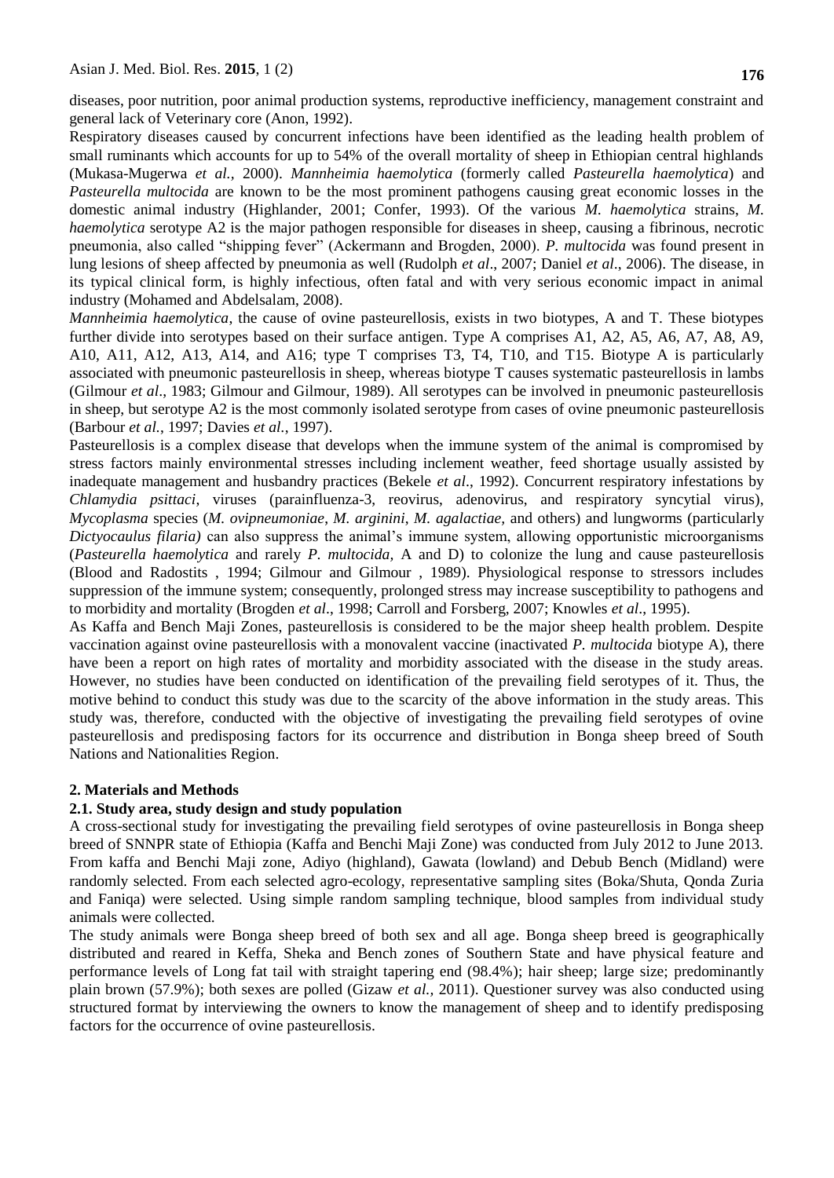diseases, poor nutrition, poor animal production systems, reproductive inefficiency, management constraint and general lack of Veterinary core (Anon, 1992).

Respiratory diseases caused by concurrent infections have been identified as the leading health problem of small ruminants which accounts for up to 54% of the overall mortality of sheep in Ethiopian central highlands (Mukasa-Mugerwa *et al.,* 2000). *Mannheimia haemolytica* (formerly called *Pasteurella haemolytica*) and *Pasteurella multocida* are known to be the most prominent pathogens causing great economic losses in the domestic animal industry (Highlander, 2001; Confer, 1993). Of the various *M. haemolytica* strains, *M. haemolytica* serotype A2 is the major pathogen responsible for diseases in sheep, causing a fibrinous, necrotic pneumonia, also called "shipping fever" (Ackermann and Brogden, 2000). *P. multocida* was found present in lung lesions of sheep affected by pneumonia as well (Rudolph *et al*., 2007; Daniel *et al*., 2006). The disease, in its typical clinical form, is highly infectious, often fatal and with very serious economic impact in animal industry (Mohamed and Abdelsalam, 2008).

*Mannheimia haemolytica,* the cause of ovine pasteurellosis, exists in two biotypes, A and T. These biotypes further divide into serotypes based on their surface antigen. Type A comprises A1, A2, A5, A6, A7, A8, A9, A10, A11, A12, A13, A14, and A16; type T comprises T3, T4, T10, and T15. Biotype A is particularly associated with pneumonic pasteurellosis in sheep, whereas biotype T causes systematic pasteurellosis in lambs (Gilmour *et al*., 1983; Gilmour and Gilmour, 1989). All serotypes can be involved in pneumonic pasteurellosis in sheep, but serotype A2 is the most commonly isolated serotype from cases of ovine pneumonic pasteurellosis (Barbour *et al.*, 1997; Davies *et al.*, 1997).

Pasteurellosis is a complex disease that develops when the immune system of the animal is compromised by stress factors mainly environmental stresses including inclement weather, feed shortage usually assisted by inadequate management and husbandry practices (Bekele *et al*., 1992). Concurrent respiratory infestations by *Chlamydia psittaci*, viruses (parainfluenza-3, reovirus, adenovirus, and respiratory syncytial virus), *Mycoplasma* species (*M. ovipneumoniae, M. arginini, M. agalactiae,* and others) and lungworms (particularly *Dictyocaulus filaria)* can also suppress the animal's immune system, allowing opportunistic microorganisms (*Pasteurella haemolytica* and rarely *P. multocida,* A and D) to colonize the lung and cause pasteurellosis (Blood and Radostits , 1994; Gilmour and Gilmour , 1989). Physiological response to stressors includes suppression of the immune system; consequently, prolonged stress may increase susceptibility to pathogens and to morbidity and mortality (Brogden *et al*., 1998; Carroll and Forsberg, 2007; Knowles *et al*., 1995).

As Kaffa and Bench Maji Zones, pasteurellosis is considered to be the major sheep health problem. Despite vaccination against ovine pasteurellosis with a monovalent vaccine (inactivated *P. multocida* biotype A), there have been a report on high rates of mortality and morbidity associated with the disease in the study areas. However, no studies have been conducted on identification of the prevailing field serotypes of it. Thus, the motive behind to conduct this study was due to the scarcity of the above information in the study areas. This study was, therefore, conducted with the objective of investigating the prevailing field serotypes of ovine pasteurellosis and predisposing factors for its occurrence and distribution in Bonga sheep breed of South Nations and Nationalities Region.

## 2. Materials and Methods

### 2.1. Study area, study design and study population

A cross-sectional study for investigating the prevailing field serotypes of ovine pasteurellosis in Bonga sheep breed of SNNPR state of Ethiopia (Kaffa and Benchi Maji Zone) was conducted from July 2012 to June 2013. From kaffa and Benchi Maji zone, Adiyo (highland), Gawata (lowland) and Debub Bench (Midland) were randomly selected. From each selected agro-ecology, representative sampling sites (Boka/Shuta, Qonda Zuria and Faniqa) were selected. Using simple random sampling technique, blood samples from individual study animals were collected.

The study animals were Bonga sheep breed of both sex and all age. Bonga sheep breed is geographically distributed and reared in Keffa, Sheka and Bench zones of Southern State and have physical feature and performance levels of Long fat tail with straight tapering end (98.4%); hair sheep; large size; predominantly plain brown (57.9%); both sexes are polled (Gizaw *et al.,* 2011). Questioner survey was also conducted using structured format by interviewing the owners to know the management of sheep and to identify predisposing factors for the occurrence of ovine pasteurellosis.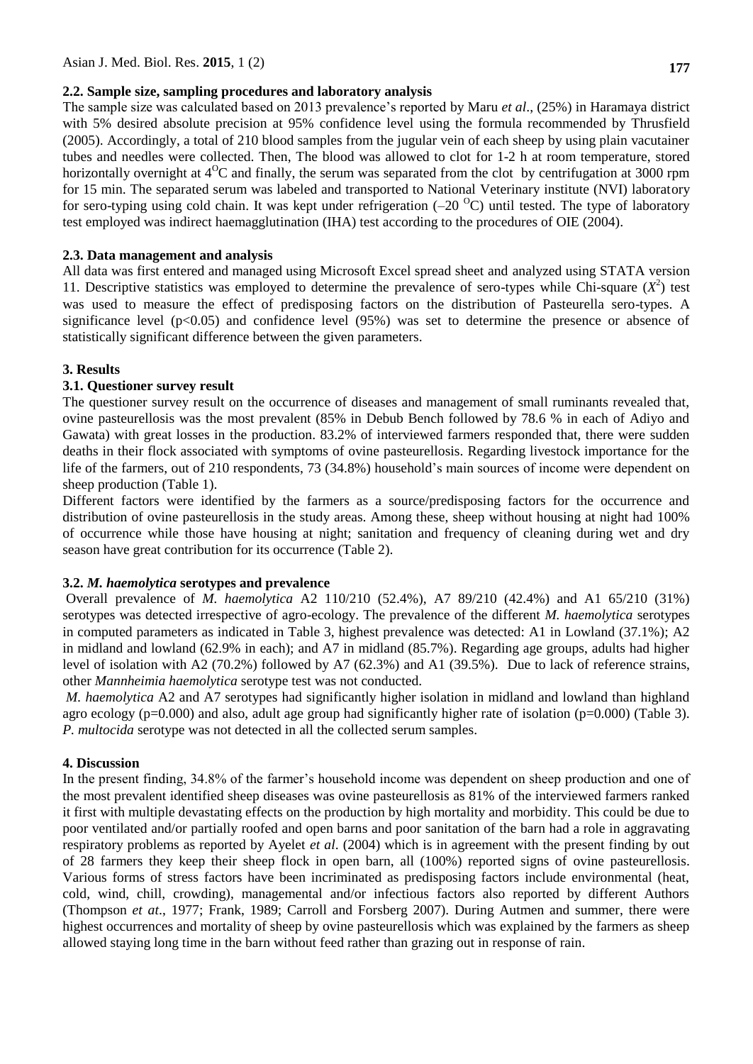### 2.2. Sample size, sampling procedures and laboratory analysis

The sample size was calculated based on 2013 prevalence's reported by Maru *et al*., (25%) in Haramaya district with 5% desired absolute precision at 95% confidence level using the formula recommended by Thrusfield (2005). Accordingly, a total of 210 blood samples from the jugular vein of each sheep by using plain vacutainer tubes and needles were collected. Then, The blood was allowed to clot for 1-2 h at room temperature, stored horizontally overnight at $4^{O}$C and finally, the serum was separated from the clot by centrifugation at 3000 rpm for 15 min. The separated serum was labeled and transported to National Veterinary institute (NVI) laboratory for sero-typing using cold chain. It was kept under refrigeration ($-20$ $^{O}$C) until tested. The type of laboratory test employed was indirect haemagglutination (IHA) test according to the procedures of OIE (2004).

### 2.3. Data management and analysis

All data was first entered and managed using Microsoft Excel spread sheet and analyzed using STATA version 11. Descriptive statistics was employed to determine the prevalence of sero-types while Chi-square ($X^2$) test was used to measure the effect of predisposing factors on the distribution of Pasteurella sero-types. A significance level ($p<0.05$) and confidence level (95%) was set to determine the presence or absence of statistically significant difference between the given parameters.

## 3. Results

### 3.1. Questioner survey result

The questioner survey result on the occurrence of diseases and management of small ruminants revealed that, ovine pasteurellosis was the most prevalent (85% in Debub Bench followed by 78.6 % in each of Adiyo and Gawata) with great losses in the production. 83.2% of interviewed farmers responded that, there were sudden deaths in their flock associated with symptoms of ovine pasteurellosis. Regarding livestock importance for the life of the farmers, out of 210 respondents, 73 (34.8%) household's main sources of income were dependent on sheep production (Table 1).

Different factors were identified by the farmers as a source/predisposing factors for the occurrence and distribution of ovine pasteurellosis in the study areas. Among these, sheep without housing at night had 100% of occurrence while those have housing at night; sanitation and frequency of cleaning during wet and dry season have great contribution for its occurrence (Table 2).

### 3.2. *M. haemolytica* serotypes and prevalence

Overall prevalence of *M. haemolytica* A2 110/210 (52.4%), A7 89/210 (42.4%) and A1 65/210 (31%) serotypes was detected irrespective of agro-ecology. The prevalence of the different *M. haemolytica* serotypes in computed parameters as indicated in Table 3, highest prevalence was detected: A1 in Lowland (37.1%); A2 in midland and lowland (62.9% in each); and A7 in midland (85.7%). Regarding age groups, adults had higher level of isolation with A2 (70.2%) followed by A7 (62.3%) and A1 (39.5%). Due to lack of reference strains, other *Mannheimia haemolytica* serotype test was not conducted.

*M. haemolytica* A2 and A7 serotypes had significantly higher isolation in midland and lowland than highland agro ecology (p=0.000) and also, adult age group had significantly higher rate of isolation (p=0.000) (Table 3). *P. multocida* serotype was not detected in all the collected serum samples.

## 4. Discussion

In the present finding, 34.8% of the farmer's household income was dependent on sheep production and one of the most prevalent identified sheep diseases was ovine pasteurellosis as 81% of the interviewed farmers ranked it first with multiple devastating effects on the production by high mortality and morbidity. This could be due to poor ventilated and/or partially roofed and open barns and poor sanitation of the barn had a role in aggravating respiratory problems as reported by Ayelet *et al*. (2004) which is in agreement with the present finding by out of 28 farmers they keep their sheep flock in open barn, all (100%) reported signs of ovine pasteurellosis. Various forms of stress factors have been incriminated as predisposing factors include environmental (heat, cold, wind, chill, crowding), managemental and/or infectious factors also reported by different Authors (Thompson *et at*., 1977; Frank, 1989; Carroll and Forsberg 2007). During Autmen and summer, there were highest occurrences and mortality of sheep by ovine pasteurellosis which was explained by the farmers as sheep allowed staying long time in the barn without feed rather than grazing out in response of rain.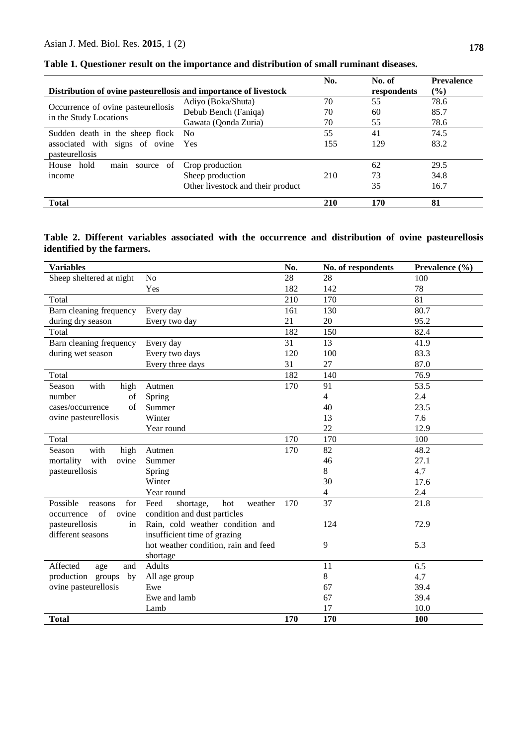**Table 1. Questioner result on the importance and distribution of small ruminant diseases.**

| Distribution of ovine pasteurellosis and importance of livestock | | No. | No. of respondents | Prevalence (%) |
|---|---|---|---|---|
| Occurrence of ovine pasteurellosis in the Study Locations | Adiyo (Boka/Shuta) | 70 | 55 | 78.6 |
| | Debub Bench (Faniqa) | 70 | 60 | 85.7 |
| | Gawata (Qonda Zuria) | 70 | 55 | 78.6 |
| Sudden death in the sheep flock associated with signs of ovine pasteurellosis | No | 55 | 41 | 74.5 |
| | Yes | 155 | 129 | 83.2 |
| House hold main source of income | Crop production | | 62 | 29.5 |
| | Sheep production | 210 | 73 | 34.8 |
| | Other livestock and their product | | 35 | 16.7 |
| **Total** | | **210** | **170** | **81** |

**Table 2. Different variables associated with the occurrence and distribution of ovine pasteurellosis identified by the farmers.**

| Variables | | No. | No. of respondents | Prevalence (%) |
|---|---|---|---|---|
| Sheep sheltered at night | No | 28 | 28 | 100 |
| | Yes | 182 | 142 | 78 |
| Total | | 210 | 170 | 81 |
| Barn cleaning frequency during dry season | Every day | 161 | 130 | 80.7 |
| | Every two day | 21 | 20 | 95.2 |
| Total | | 182 | 150 | 82.4 |
| Barn cleaning frequency during wet season | Every day | 31 | 13 | 41.9 |
| | Every two days | 120 | 100 | 83.3 |
| | Every three days | 31 | 27 | 87.0 |
| Total | | 182 | 140 | 76.9 |
| Season with high number of cases/occurrence of ovine pasteurellosis | Autmen | 170 | 91 | 53.5 |
| | Spring | | 4 | 2.4 |
| | Summer | | 40 | 23.5 |
| | Winter | | 13 | 7.6 |
| | Year round | | 22 | 12.9 |
| Total | | 170 | 170 | 100 |
| Season with high mortality with ovine pasteurellosis | Autmen | 170 | 82 | 48.2 |
| | Summer | | 46 | 27.1 |
| | Spring | | 8 | 4.7 |
| | Winter | | 30 | 17.6 |
| | Year round | | 4 | 2.4 |
| Possible reasons for occurrence of ovine pasteurellosis in different seasons | Feed shortage, hot weather condition and dust particles | 170 | 37 | 21.8 |
| | Rain, cold weather condition and insufficient time of grazing | | 124 | 72.9 |
| | hot weather condition, rain and feed shortage | | 9 | 5.3 |
| Affected age and production groups by ovine pasteurellosis | Adults | | 11 | 6.5 |
| | All age group | | 8 | 4.7 |
| | Ewe | | 67 | 39.4 |
| | Ewe and lamb | | 67 | 39.4 |
| | Lamb | | 17 | 10.0 |
| **Total** | | **170** | **170** | **100** |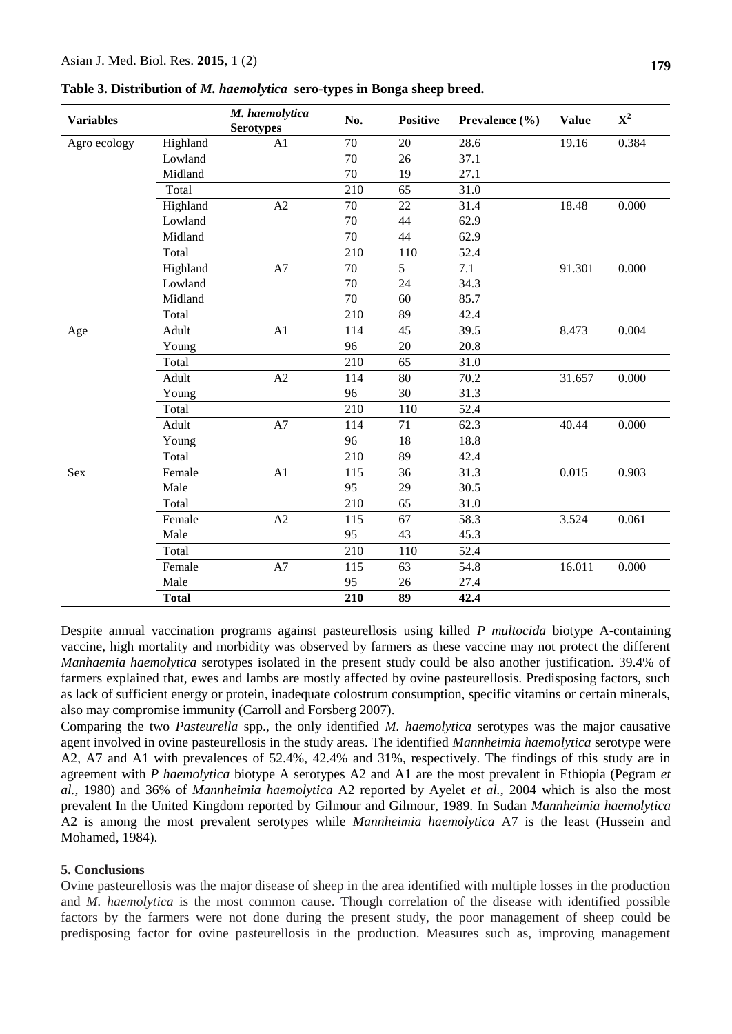**Table 3. Distribution of *M. haemolytica* sero-types in Bonga sheep breed.**

| Variables | | *M. haemolytica* Serotypes | No. | Positive | Prevalence (%) | Value | $X^2$ |
|---|---|---|---|---|---|---|---|
| Agro ecology | Highland | A1 | 70 | 20 | 28.6 | 19.16 | 0.384 |
| | Lowland | | 70 | 26 | 37.1 | | |
| | Midland | | 70 | 19 | 27.1 | | |
| | Total | | 210 | 65 | 31.0 | | |
| | Highland | A2 | 70 | 22 | 31.4 | 18.48 | 0.000 |
| | Lowland | | 70 | 44 | 62.9 | | |
| | Midland | | 70 | 44 | 62.9 | | |
| | Total | | 210 | 110 | 52.4 | | |
| | Highland | A7 | 70 | 5 | 7.1 | 91.301 | 0.000 |
| | Lowland | | 70 | 24 | 34.3 | | |
| | Midland | | 70 | 60 | 85.7 | | |
| | Total | | 210 | 89 | 42.4 | | |
| Age | Adult | A1 | 114 | 45 | 39.5 | 8.473 | 0.004 |
| | Young | | 96 | 20 | 20.8 | | |
| | Total | | 210 | 65 | 31.0 | | |
| | Adult | A2 | 114 | 80 | 70.2 | 31.657 | 0.000 |
| | Young | | 96 | 30 | 31.3 | | |
| | Total | | 210 | 110 | 52.4 | | |
| | Adult | A7 | 114 | 71 | 62.3 | 40.44 | 0.000 |
| | Young | | 96 | 18 | 18.8 | | |
| | Total | | 210 | 89 | 42.4 | | |
| Sex | Female | A1 | 115 | 36 | 31.3 | 0.015 | 0.903 |
| | Male | | 95 | 29 | 30.5 | | |
| | Total | | 210 | 65 | 31.0 | | |
| | Female | A2 | 115 | 67 | 58.3 | 3.524 | 0.061 |
| | Male | | 95 | 43 | 45.3 | | |
| | Total | | 210 | 110 | 52.4 | | |
| | Female | A7 | 115 | 63 | 54.8 | 16.011 | 0.000 |
| | Male | | 95 | 26 | 27.4 | | |
| | **Total** | | **210** | **89** | **42.4** | | |

Despite annual vaccination programs against pasteurellosis using killed *P multocida* biotype A-containing vaccine, high mortality and morbidity was observed by farmers as these vaccine may not protect the different *Manhaemia haemolytica* serotypes isolated in the present study could be also another justification. 39.4% of farmers explained that, ewes and lambs are mostly affected by ovine pasteurellosis. Predisposing factors, such as lack of sufficient energy or protein, inadequate colostrum consumption, specific vitamins or certain minerals, also may compromise immunity (Carroll and Forsberg 2007).

Comparing the two *Pasteurella* spp., the only identified *M. haemolytica* serotypes was the major causative agent involved in ovine pasteurellosis in the study areas. The identified *Mannheimia haemolytica* serotype were A2, A7 and A1 with prevalences of 52.4%, 42.4% and 31%, respectively. The findings of this study are in agreement with *P haemolytica* biotype A serotypes A2 and A1 are the most prevalent in Ethiopia (Pegram *et al.,* 1980) and 36% of *Mannheimia haemolytica* A2 reported by Ayelet *et al.,* 2004 which is also the most prevalent In the United Kingdom reported by Gilmour and Gilmour, 1989. In Sudan *Mannheimia haemolytica* A2 is among the most prevalent serotypes while *Mannheimia haemolytica* A7 is the least (Hussein and Mohamed, 1984).

## 5. Conclusions

Ovine pasteurellosis was the major disease of sheep in the area identified with multiple losses in the production and *M. haemolytica* is the most common cause. Though correlation of the disease with identified possible factors by the farmers were not done during the present study, the poor management of sheep could be predisposing factor for ovine pasteurellosis in the production. Measures such as, improving management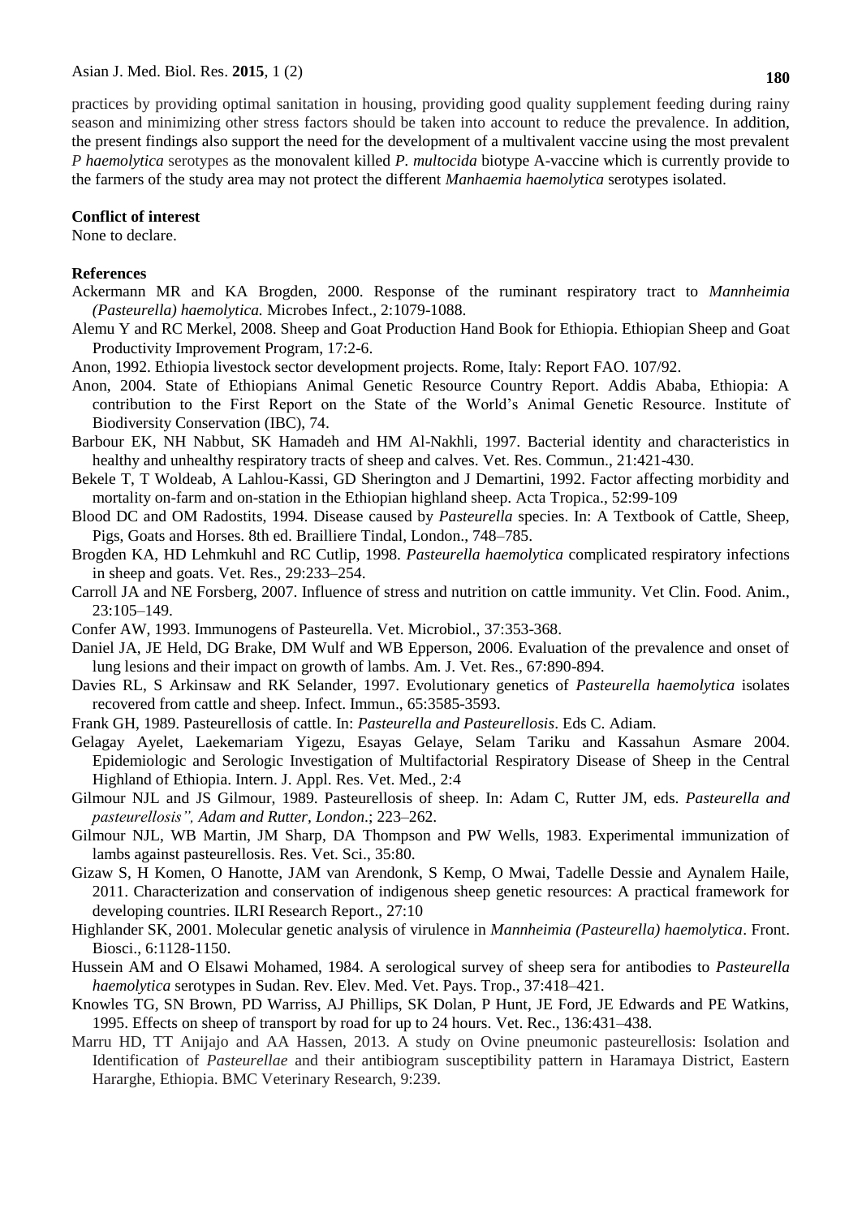practices by providing optimal sanitation in housing, providing good quality supplement feeding during rainy season and minimizing other stress factors should be taken into account to reduce the prevalence. In addition, the present findings also support the need for the development of a multivalent vaccine using the most prevalent *P haemolytica* serotypes as the monovalent killed *P. multocida* biotype A-vaccine which is currently provide to the farmers of the study area may not protect the different *Manhaemia haemolytica* serotypes isolated.

**Conflict of interest**

None to declare.

**References**

Ackermann MR and KA Brogden, 2000. Response of the ruminant respiratory tract to *Mannheimia (Pasteurella) haemolytica.* Microbes Infect., 2:1079-1088.

Alemu Y and RC Merkel, 2008. Sheep and Goat Production Hand Book for Ethiopia. Ethiopian Sheep and Goat Productivity Improvement Program, 17:2-6.

Anon, 1992. Ethiopia livestock sector development projects. Rome, Italy: Report FAO. 107/92.

Anon, 2004. State of Ethiopians Animal Genetic Resource Country Report. Addis Ababa, Ethiopia: A contribution to the First Report on the State of the World's Animal Genetic Resource. Institute of Biodiversity Conservation (IBC), 74.

Barbour EK, NH Nabbut, SK Hamadeh and HM Al-Nakhli, 1997. Bacterial identity and characteristics in healthy and unhealthy respiratory tracts of sheep and calves. Vet. Res. Commun., 21:421-430.

Bekele T, T Woldeab, A Lahlou-Kassi, GD Sherington and J Demartini, 1992. Factor affecting morbidity and mortality on-farm and on-station in the Ethiopian highland sheep. Acta Tropica., 52:99-109

Blood DC and OM Radostits, 1994. Disease caused by *Pasteurella* species. In: A Textbook of Cattle, Sheep, Pigs, Goats and Horses. 8th ed. Brailliere Tindal, London., 748–785.

Brogden KA, HD Lehmkuhl and RC Cutlip, 1998. *Pasteurella haemolytica* complicated respiratory infections in sheep and goats. Vet. Res., 29:233–254.

Carroll JA and NE Forsberg, 2007. Influence of stress and nutrition on cattle immunity. Vet Clin. Food. Anim., 23:105–149.

Confer AW, 1993. Immunogens of Pasteurella. Vet. Microbiol., 37:353-368.

Daniel JA, JE Held, DG Brake, DM Wulf and WB Epperson, 2006. Evaluation of the prevalence and onset of lung lesions and their impact on growth of lambs. Am. J. Vet. Res., 67:890-894.

Davies RL, S Arkinsaw and RK Selander, 1997. Evolutionary genetics of *Pasteurella haemolytica* isolates recovered from cattle and sheep. Infect. Immun., 65:3585-3593.

Frank GH, 1989. Pasteurellosis of cattle. In: *Pasteurella and Pasteurellosis*. Eds C. Adiam.

Gelagay Ayelet, Laekemariam Yigezu, Esayas Gelaye, Selam Tariku and Kassahun Asmare 2004. Epidemiologic and Serologic Investigation of Multifactorial Respiratory Disease of Sheep in the Central Highland of Ethiopia. Intern. J. Appl. Res. Vet. Med., 2:4

Gilmour NJL and JS Gilmour, 1989. Pasteurellosis of sheep. In: Adam C, Rutter JM, eds. *Pasteurella and pasteurellosis", Adam and Rutter, London*.; 223–262.

Gilmour NJL, WB Martin, JM Sharp, DA Thompson and PW Wells, 1983. Experimental immunization of lambs against pasteurellosis. Res. Vet. Sci., 35:80.

Gizaw S, H Komen, O Hanotte, JAM van Arendonk, S Kemp, O Mwai, Tadelle Dessie and Aynalem Haile, 2011. Characterization and conservation of indigenous sheep genetic resources: A practical framework for developing countries. ILRI Research Report., 27:10

Highlander SK, 2001. Molecular genetic analysis of virulence in *Mannheimia (Pasteurella) haemolytica*. Front. Biosci., 6:1128-1150.

Hussein AM and O Elsawi Mohamed, 1984. A serological survey of sheep sera for antibodies to *Pasteurella haemolytica* serotypes in Sudan. Rev. Elev. Med. Vet. Pays. Trop., 37:418–421.

Knowles TG, SN Brown, PD Warriss, AJ Phillips, SK Dolan, P Hunt, JE Ford, JE Edwards and PE Watkins, 1995. Effects on sheep of transport by road for up to 24 hours. Vet. Rec., 136:431–438.

Marru HD, TT Anijajo and AA Hassen, 2013. A study on Ovine pneumonic pasteurellosis: Isolation and Identification of *Pasteurellae* and their antibiogram susceptibility pattern in Haramaya District, Eastern Hararghe, Ethiopia. BMC Veterinary Research, 9:239.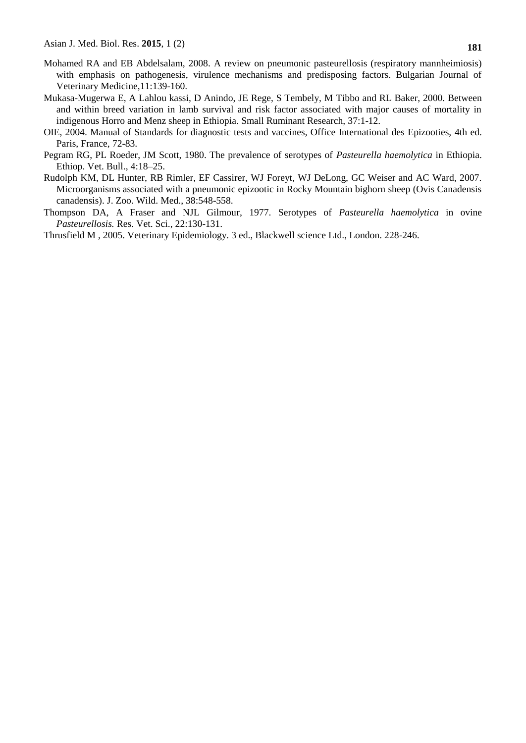Mohamed RA and EB Abdelsalam, 2008. A review on pneumonic pasteurellosis (respiratory mannheimiosis) with emphasis on pathogenesis, virulence mechanisms and predisposing factors. Bulgarian Journal of Veterinary Medicine,11:139-160.

Mukasa-Mugerwa E, A Lahlou kassi, D Anindo, JE Rege, S Tembely, M Tibbo and RL Baker, 2000. Between and within breed variation in lamb survival and risk factor associated with major causes of mortality in indigenous Horro and Menz sheep in Ethiopia. Small Ruminant Research, 37:1-12.

OIE, 2004. Manual of Standards for diagnostic tests and vaccines, Office International des Epizooties, 4th ed. Paris, France, 72-83.

Pegram RG, PL Roeder, JM Scott, 1980. The prevalence of serotypes of *Pasteurella haemolytica* in Ethiopia. Ethiop. Vet. Bull., 4:18–25.

Rudolph KM, DL Hunter, RB Rimler, EF Cassirer, WJ Foreyt, WJ DeLong, GC Weiser and AC Ward, 2007. Microorganisms associated with a pneumonic epizootic in Rocky Mountain bighorn sheep (Ovis Canadensis canadensis). J. Zoo. Wild. Med., 38:548-558.

Thompson DA, A Fraser and NJL Gilmour, 1977. Serotypes of *Pasteurella haemolytica* in ovine *Pasteurellosis.* Res. Vet. Sci., 22:130-131.

Thrusfield M , 2005. Veterinary Epidemiology. 3 ed., Blackwell science Ltd., London. 228-246.